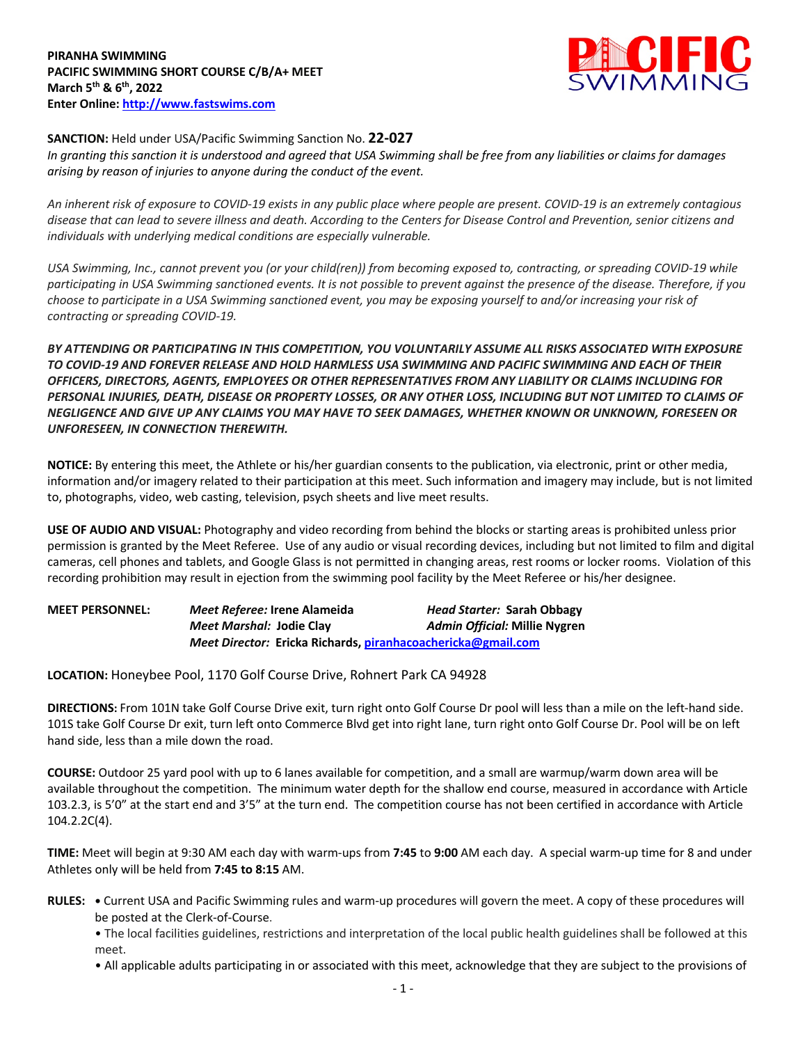**PIRANHA SWIMMING**
**PACIFIC SWIMMING SHORT COURSE C/B/A+ MEET**
**March 5th & 6th, 2022**
**Enter Online: [http://www.fastswims.com](http://www.fastswims.com)**

**SANCTION:** Held under USA/Pacific Swimming Sanction No. **22-027**
*In granting this sanction it is understood and agreed that USA Swimming shall be free from any liabilities or claims for damages arising by reason of injuries to anyone during the conduct of the event.*

*An inherent risk of exposure to COVID-19 exists in any public place where people are present. COVID-19 is an extremely contagious disease that can lead to severe illness and death. According to the Centers for Disease Control and Prevention, senior citizens and individuals with underlying medical conditions are especially vulnerable.*

*USA Swimming, Inc., cannot prevent you (or your child(ren)) from becoming exposed to, contracting, or spreading COVID-19 while participating in USA Swimming sanctioned events. It is not possible to prevent against the presence of the disease. Therefore, if you choose to participate in a USA Swimming sanctioned event, you may be exposing yourself to and/or increasing your risk of contracting or spreading COVID-19.*

***BY ATTENDING OR PARTICIPATING IN THIS COMPETITION, YOU VOLUNTARILY ASSUME ALL RISKS ASSOCIATED WITH EXPOSURE TO COVID-19 AND FOREVER RELEASE AND HOLD HARMLESS USA SWIMMING AND PACIFIC SWIMMING AND EACH OF THEIR OFFICERS, DIRECTORS, AGENTS, EMPLOYEES OR OTHER REPRESENTATIVES FROM ANY LIABILITY OR CLAIMS INCLUDING FOR PERSONAL INJURIES, DEATH, DISEASE OR PROPERTY LOSSES, OR ANY OTHER LOSS, INCLUDING BUT NOT LIMITED TO CLAIMS OF NEGLIGENCE AND GIVE UP ANY CLAIMS YOU MAY HAVE TO SEEK DAMAGES, WHETHER KNOWN OR UNKNOWN, FORESEEN OR UNFORESEEN, IN CONNECTION THEREWITH.***

**NOTICE:** By entering this meet, the Athlete or his/her guardian consents to the publication, via electronic, print or other media, information and/or imagery related to their participation at this meet. Such information and imagery may include, but is not limited to, photographs, video, web casting, television, psych sheets and live meet results.

**USE OF AUDIO AND VISUAL:** Photography and video recording from behind the blocks or starting areas is prohibited unless prior permission is granted by the Meet Referee. Use of any audio or visual recording devices, including but not limited to film and digital cameras, cell phones and tablets, and Google Glass is not permitted in changing areas, rest rooms or locker rooms. Violation of this recording prohibition may result in ejection from the swimming pool facility by the Meet Referee or his/her designee.

**MEET PERSONNEL:** *Meet Referee:* **Irene Alameida** | *Head Starter:* **Sarah Obbagy**
*Meet Marshal:* **Jodie Clay** | *Admin Official:* **Millie Nygren**
*Meet Director:* **Ericka Richards, [piranhacoachericka@gmail.com](mailto:piranhacoachericka@gmail.com)**

**LOCATION:** Honeybee Pool, 1170 Golf Course Drive, Rohnert Park CA 94928

**DIRECTIONS:** From 101N take Golf Course Drive exit, turn right onto Golf Course Dr pool will less than a mile on the left-hand side. 101S take Golf Course Dr exit, turn left onto Commerce Blvd get into right lane, turn right onto Golf Course Dr. Pool will be on left hand side, less than a mile down the road.

**COURSE:** Outdoor 25 yard pool with up to 6 lanes available for competition, and a small are warmup/warm down area will be available throughout the competition. The minimum water depth for the shallow end course, measured in accordance with Article 103.2.3, is 5'0" at the start end and 3'5" at the turn end. The competition course has not been certified in accordance with Article 104.2.2C(4).

**TIME:** Meet will begin at 9:30 AM each day with warm-ups from **7:45** to **9:00** AM each day. A special warm-up time for 8 and under Athletes only will be held from **7:45 to 8:15** AM.

**RULES:**
- Current USA and Pacific Swimming rules and warm-up procedures will govern the meet. A copy of these procedures will be posted at the Clerk-of-Course.
- The local facilities guidelines, restrictions and interpretation of the local public health guidelines shall be followed at this meet.
- All applicable adults participating in or associated with this meet, acknowledge that they are subject to the provisions of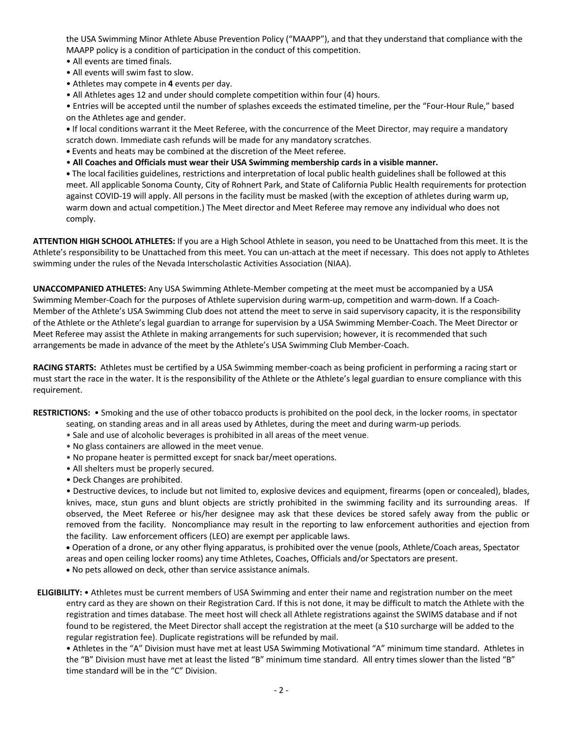the USA Swimming Minor Athlete Abuse Prevention Policy ("MAAPP"), and that they understand that compliance with the MAAPP policy is a condition of participation in the conduct of this competition.

- All events are timed finals.
- All events will swim fast to slow.
- Athletes may compete in **4** events per day.
- All Athletes ages 12 and under should complete competition within four (4) hours.
- Entries will be accepted until the number of splashes exceeds the estimated timeline, per the "Four-Hour Rule," based on the Athletes age and gender.
- If local conditions warrant it the Meet Referee, with the concurrence of the Meet Director, may require a mandatory scratch down. Immediate cash refunds will be made for any mandatory scratches.
- Events and heats may be combined at the discretion of the Meet referee.
- **All Coaches and Officials must wear their USA Swimming membership cards in a visible manner.**
- The local facilities guidelines, restrictions and interpretation of local public health guidelines shall be followed at this meet. All applicable Sonoma County, City of Rohnert Park, and State of California Public Health requirements for protection against COVID-19 will apply. All persons in the facility must be masked (with the exception of athletes during warm up, warm down and actual competition.) The Meet director and Meet Referee may remove any individual who does not comply.

**ATTENTION HIGH SCHOOL ATHLETES:** If you are a High School Athlete in season, you need to be Unattached from this meet. It is the Athlete's responsibility to be Unattached from this meet. You can un-attach at the meet if necessary. This does not apply to Athletes swimming under the rules of the Nevada Interscholastic Activities Association (NIAA).

**UNACCOMPANIED ATHLETES:** Any USA Swimming Athlete-Member competing at the meet must be accompanied by a USA Swimming Member-Coach for the purposes of Athlete supervision during warm-up, competition and warm-down. If a Coach-Member of the Athlete's USA Swimming Club does not attend the meet to serve in said supervisory capacity, it is the responsibility of the Athlete or the Athlete's legal guardian to arrange for supervision by a USA Swimming Member-Coach. The Meet Director or Meet Referee may assist the Athlete in making arrangements for such supervision; however, it is recommended that such arrangements be made in advance of the meet by the Athlete's USA Swimming Club Member-Coach.

**RACING STARTS:** Athletes must be certified by a USA Swimming member-coach as being proficient in performing a racing start or must start the race in the water. It is the responsibility of the Athlete or the Athlete's legal guardian to ensure compliance with this requirement.

**RESTRICTIONS:**

- Smoking and the use of other tobacco products is prohibited on the pool deck, in the locker rooms, in spectator seating, on standing areas and in all areas used by Athletes, during the meet and during warm-up periods.
- Sale and use of alcoholic beverages is prohibited in all areas of the meet venue.
- No glass containers are allowed in the meet venue.
- No propane heater is permitted except for snack bar/meet operations.
- All shelters must be properly secured.
- Deck Changes are prohibited.
- Destructive devices, to include but not limited to, explosive devices and equipment, firearms (open or concealed), blades, knives, mace, stun guns and blunt objects are strictly prohibited in the swimming facility and its surrounding areas. If observed, the Meet Referee or his/her designee may ask that these devices be stored safely away from the public or removed from the facility. Noncompliance may result in the reporting to law enforcement authorities and ejection from the facility. Law enforcement officers (LEO) are exempt per applicable laws.
- Operation of a drone, or any other flying apparatus, is prohibited over the venue (pools, Athlete/Coach areas, Spectator areas and open ceiling locker rooms) any time Athletes, Coaches, Officials and/or Spectators are present.
- No pets allowed on deck, other than service assistance animals.

**ELIGIBILITY:**

- Athletes must be current members of USA Swimming and enter their name and registration number on the meet entry card as they are shown on their Registration Card. If this is not done, it may be difficult to match the Athlete with the registration and times database. The meet host will check all Athlete registrations against the SWIMS database and if not found to be registered, the Meet Director shall accept the registration at the meet (a $10 surcharge will be added to the regular registration fee). Duplicate registrations will be refunded by mail.
- Athletes in the "A" Division must have met at least USA Swimming Motivational "A" minimum time standard. Athletes in the "B" Division must have met at least the listed "B" minimum time standard. All entry times slower than the listed "B" time standard will be in the "C" Division.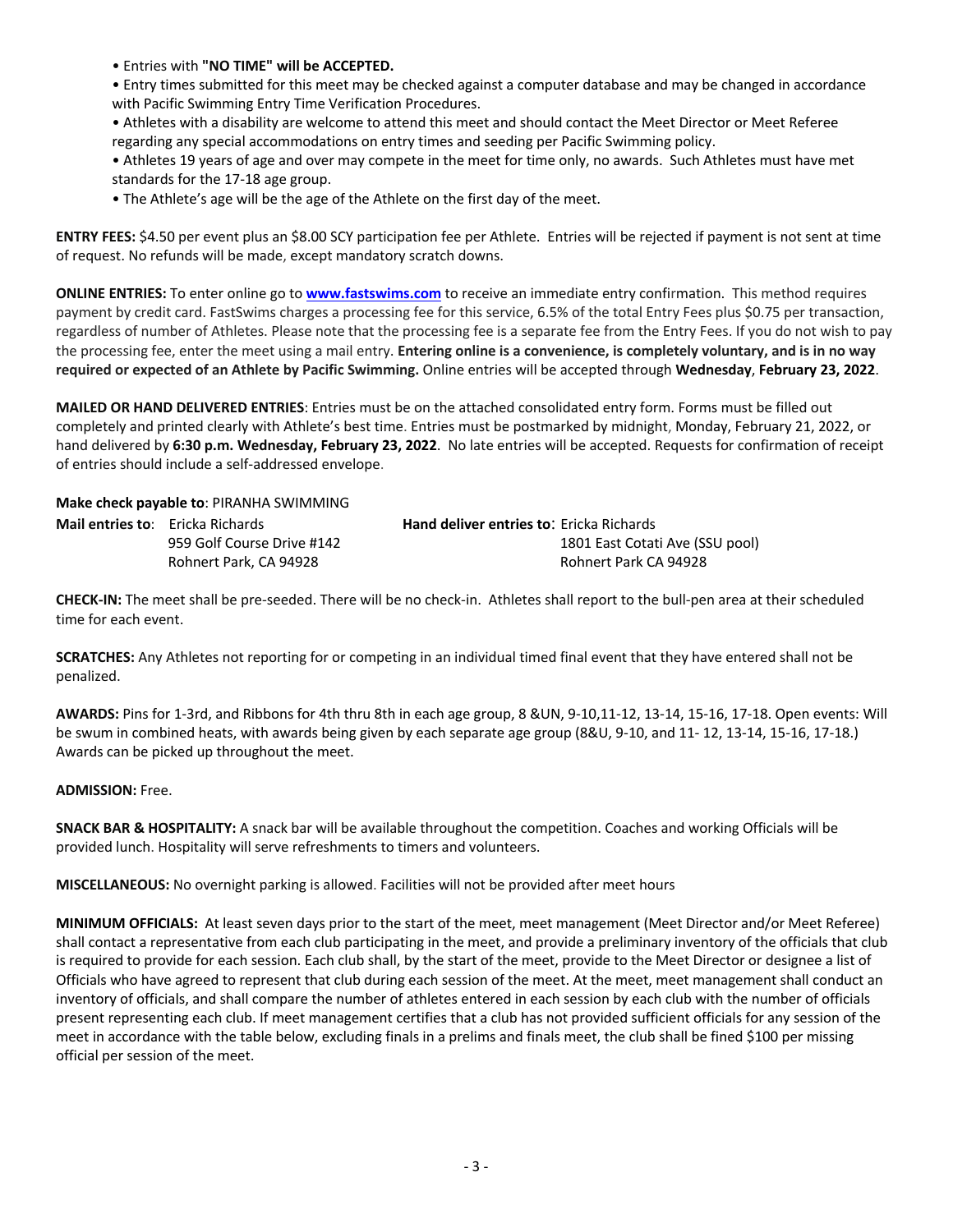- Entries with **"NO TIME" will be ACCEPTED.**
- Entry times submitted for this meet may be checked against a computer database and may be changed in accordance with Pacific Swimming Entry Time Verification Procedures.
- Athletes with a disability are welcome to attend this meet and should contact the Meet Director or Meet Referee regarding any special accommodations on entry times and seeding per Pacific Swimming policy.
- Athletes 19 years of age and over may compete in the meet for time only, no awards. Such Athletes must have met standards for the 17-18 age group.
- The Athlete's age will be the age of the Athlete on the first day of the meet.

**ENTRY FEES:** $4.50 per event plus an $8.00 SCY participation fee per Athlete. Entries will be rejected if payment is not sent at time of request. No refunds will be made, except mandatory scratch downs.

**ONLINE ENTRIES:** To enter online go to **www.fastswims.com** to receive an immediate entry confirmation. This method requires payment by credit card. FastSwims charges a processing fee for this service, 6.5% of the total Entry Fees plus $0.75 per transaction, regardless of number of Athletes. Please note that the processing fee is a separate fee from the Entry Fees. If you do not wish to pay the processing fee, enter the meet using a mail entry. **Entering online is a convenience, is completely voluntary, and is in no way required or expected of an Athlete by Pacific Swimming.** Online entries will be accepted through **Wednesday**, **February 23, 2022**.

**MAILED OR HAND DELIVERED ENTRIES**: Entries must be on the attached consolidated entry form. Forms must be filled out completely and printed clearly with Athlete's best time. Entries must be postmarked by midnight, Monday, February 21, 2022, or hand delivered by **6:30 p.m. Wednesday, February 23, 2022**. No late entries will be accepted. Requests for confirmation of receipt of entries should include a self-addressed envelope.

**Make check payable to**: PIRANHA SWIMMING

**Mail entries to**: Ericka Richards
959 Golf Course Drive #142
Rohnert Park, CA 94928

**Hand deliver entries to**: Ericka Richards
1801 East Cotati Ave (SSU pool)
Rohnert Park CA 94928

**CHECK-IN:** The meet shall be pre-seeded. There will be no check-in. Athletes shall report to the bull-pen area at their scheduled time for each event.

**SCRATCHES:** Any Athletes not reporting for or competing in an individual timed final event that they have entered shall not be penalized.

**AWARDS:** Pins for 1-3rd, and Ribbons for 4th thru 8th in each age group, 8 &UN, 9-10,11-12, 13-14, 15-16, 17-18. Open events: Will be swum in combined heats, with awards being given by each separate age group (8&U, 9-10, and 11- 12, 13-14, 15-16, 17-18.) Awards can be picked up throughout the meet.

**ADMISSION:** Free.

**SNACK BAR & HOSPITALITY:** A snack bar will be available throughout the competition. Coaches and working Officials will be provided lunch. Hospitality will serve refreshments to timers and volunteers.

**MISCELLANEOUS:** No overnight parking is allowed. Facilities will not be provided after meet hours

**MINIMUM OFFICIALS:** At least seven days prior to the start of the meet, meet management (Meet Director and/or Meet Referee) shall contact a representative from each club participating in the meet, and provide a preliminary inventory of the officials that club is required to provide for each session. Each club shall, by the start of the meet, provide to the Meet Director or designee a list of Officials who have agreed to represent that club during each session of the meet. At the meet, meet management shall conduct an inventory of officials, and shall compare the number of athletes entered in each session by each club with the number of officials present representing each club. If meet management certifies that a club has not provided sufficient officials for any session of the meet in accordance with the table below, excluding finals in a prelims and finals meet, the club shall be fined $100 per missing official per session of the meet.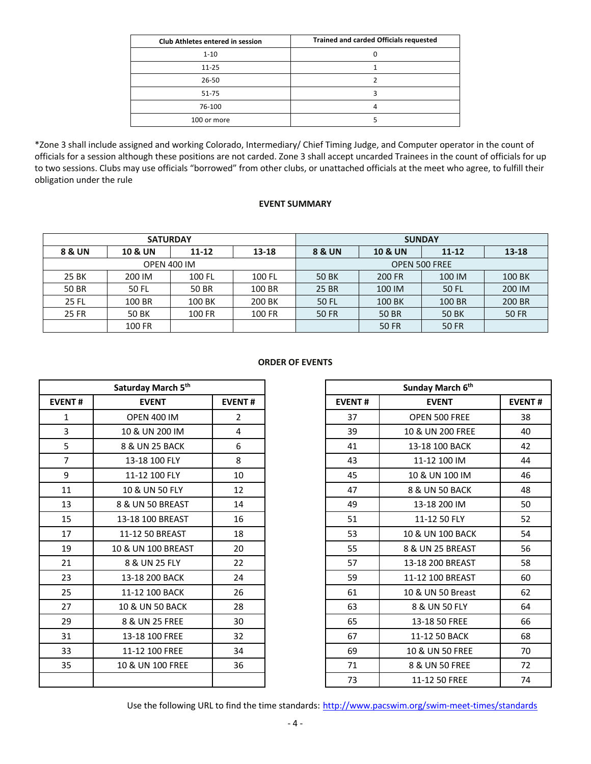| Club Athletes entered in session | Trained and carded Officials requested |
|---|---|
| 1-10 | 0 |
| 11-25 | 1 |
| 26-50 | 2 |
| 51-75 | 3 |
| 76-100 | 4 |
| 100 or more | 5 |

*Zone 3 shall include assigned and working Colorado, Intermediary/ Chief Timing Judge, and Computer operator in the count of officials for a session although these positions are not carded. Zone 3 shall accept uncarded Trainees in the count of officials for up to two sessions. Clubs may use officials "borrowed" from other clubs, or unattached officials at the meet who agree, to fulfill their obligation under the rule

**EVENT SUMMARY**

| SATURDAY | | | | SUNDAY | | | |
|---|---|---|---|---|---|---|---|
| **8 & UN** | **10 & UN** | **11-12** | **13-18** | **8 & UN** | **10 & UN** | **11-12** | **13-18** |
| OPEN 400 IM | | | | OPEN 500 FREE | | | |
| 25 BK | 200 IM | 100 FL | 100 FL | 50 BK | 200 FR | 100 IM | 100 BK |
| 50 BR | 50 FL | 50 BR | 100 BR | 25 BR | 100 IM | 50 FL | 200 IM |
| 25 FL | 100 BR | 100 BK | 200 BK | 50 FL | 100 BK | 100 BR | 200 BR |
| 25 FR | 50 BK | 100 FR | 100 FR | 50 FR | 50 BR | 50 BK | 50 FR |
| | 100 FR | | | | 50 FR | 50 FR | |

**ORDER OF EVENTS**

| Saturday March 5th | | |
|---|---|---|
| **EVENT #** | **EVENT** | **EVENT #** |
| 1 | OPEN 400 IM | 2 |
| 3 | 10 & UN 200 IM | 4 |
| 5 | 8 & UN 25 BACK | 6 |
| 7 | 13-18 100 FLY | 8 |
| 9 | 11-12 100 FLY | 10 |
| 11 | 10 & UN 50 FLY | 12 |
| 13 | 8 & UN 50 BREAST | 14 |
| 15 | 13-18 100 BREAST | 16 |
| 17 | 11-12 50 BREAST | 18 |
| 19 | 10 & UN 100 BREAST | 20 |
| 21 | 8 & UN 25 FLY | 22 |
| 23 | 13-18 200 BACK | 24 |
| 25 | 11-12 100 BACK | 26 |
| 27 | 10 & UN 50 BACK | 28 |
| 29 | 8 & UN 25 FREE | 30 |
| 31 | 13-18 100 FREE | 32 |
| 33 | 11-12 100 FREE | 34 |
| 35 | 10 & UN 100 FREE | 36 |
| | | |

| Sunday March 6th | | |
|---|---|---|
| **EVENT #** | **EVENT** | **EVENT #** |
| 37 | OPEN 500 FREE | 38 |
| 39 | 10 & UN 200 FREE | 40 |
| 41 | 13-18 100 BACK | 42 |
| 43 | 11-12 100 IM | 44 |
| 45 | 10 & UN 100 IM | 46 |
| 47 | 8 & UN 50 BACK | 48 |
| 49 | 13-18 200 IM | 50 |
| 51 | 11-12 50 FLY | 52 |
| 53 | 10 & UN 100 BACK | 54 |
| 55 | 8 & UN 25 BREAST | 56 |
| 57 | 13-18 200 BREAST | 58 |
| 59 | 11-12 100 BREAST | 60 |
| 61 | 10 & UN 50 Breast | 62 |
| 63 | 8 & UN 50 FLY | 64 |
| 65 | 13-18 50 FREE | 66 |
| 67 | 11-12 50 BACK | 68 |
| 69 | 10 & UN 50 FREE | 70 |
| 71 | 8 & UN 50 FREE | 72 |
| 73 | 11-12 50 FREE | 74 |

Use the following URL to find the time standards: http://www.pacswim.org/swim-meet-times/standards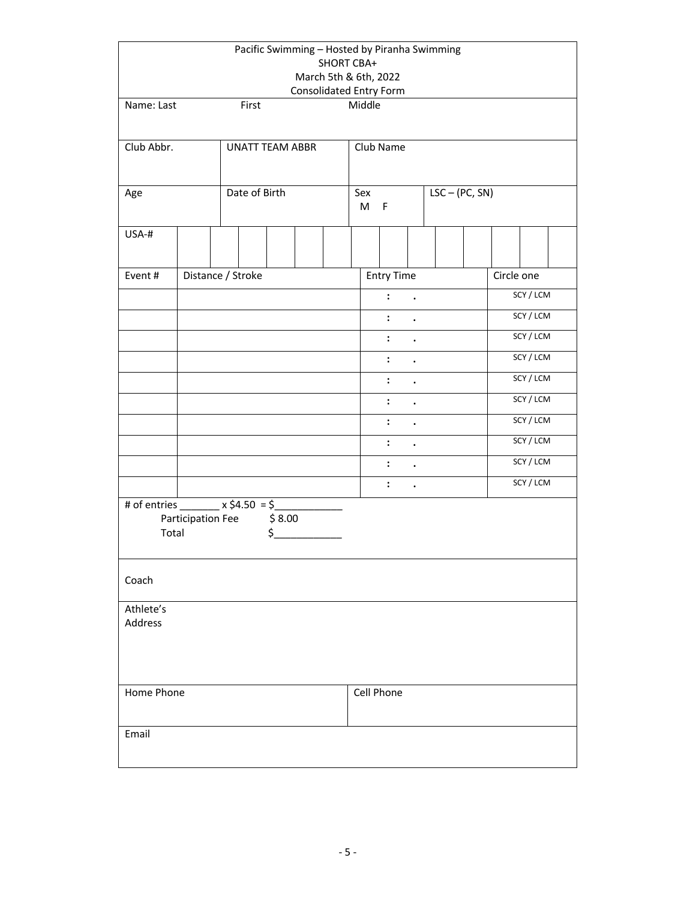Pacific Swimming – Hosted by Piranha Swimming
SHORT CBA+
March 5th & 6th, 2022
Consolidated Entry Form

| | | | |
|---|---|---|---|
| Name: Last | First | Middle | |
| Club Abbr. | UNATT TEAM ABBR | Club Name | |
| Age | Date of Birth | Sex M F | LSC – (PC, SN) |
| USA-# | | | |

| Event # | Distance / Stroke | Entry Time | Circle one |
|---|---|---|---|
| | | : . | SCY / LCM |
| | | : . | SCY / LCM |
| | | : . | SCY / LCM |
| | | : . | SCY / LCM |
| | | : . | SCY / LCM |
| | | : . | SCY / LCM |
| | | : . | SCY / LCM |
| | | : . | SCY / LCM |
| | | : . | SCY / LCM |
| | | : . | SCY / LCM |

# of entries _______ x $4.50 = $____________
Participation Fee $ 8.00
Total $____________

| | |
|---|---|
| Coach | |
| Athlete's Address | |
| Home Phone | Cell Phone |
| Email | |